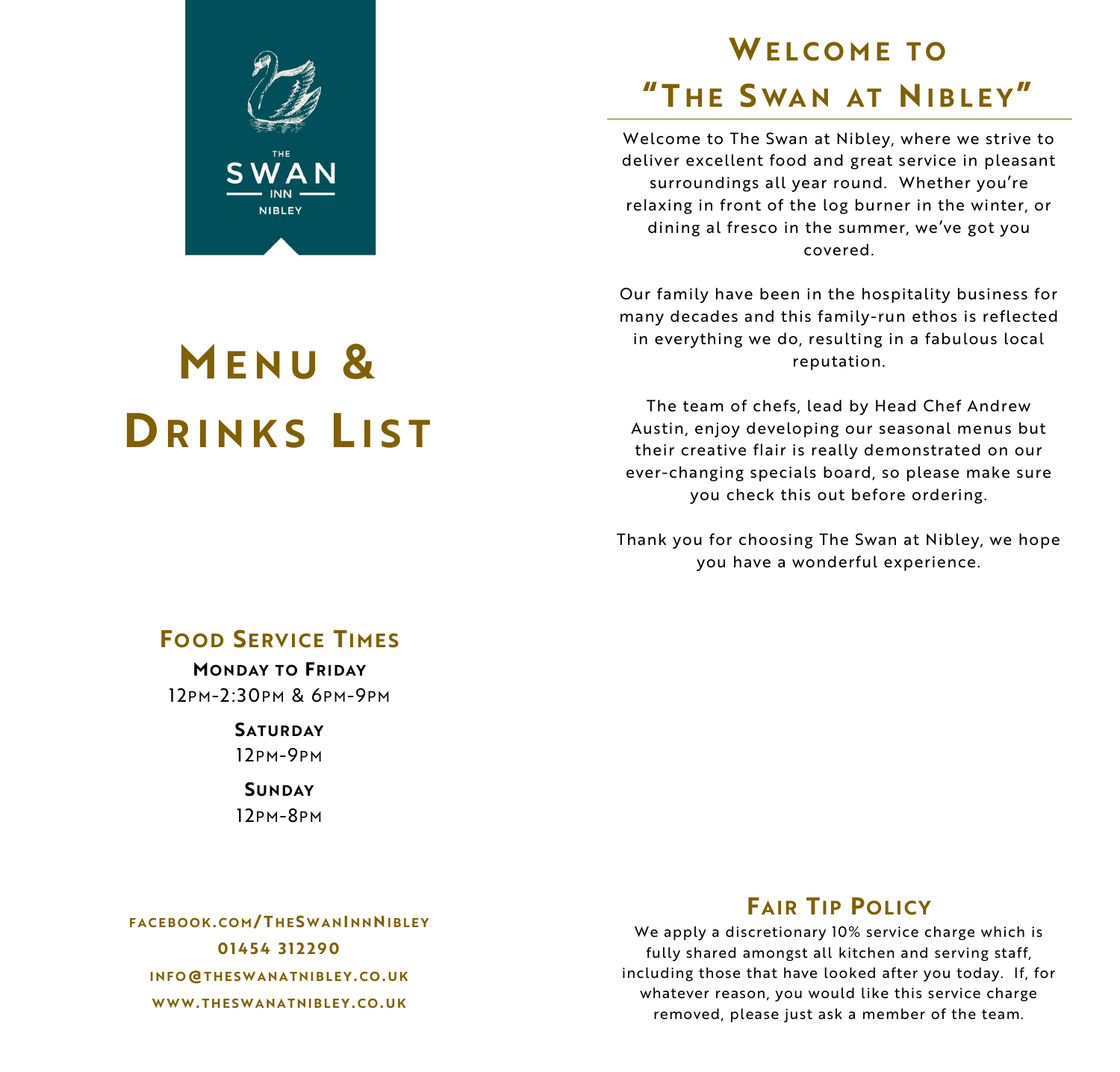THE SWAN INN NIBLEY

# Menu & Drinks List

## Food Service Times

**Monday to Friday**
12pm-2:30pm & 6pm-9pm

**Saturday**
12pm-9pm

**Sunday**
12pm-8pm

facebook.com/TheSwanInnNibley
01454 312290
info@theswanatnibley.co.uk
www.theswanatnibley.co.uk

## Welcome to "The Swan at Nibley"

Welcome to The Swan at Nibley, where we strive to deliver excellent food and great service in pleasant surroundings all year round. Whether you're relaxing in front of the log burner in the winter, or dining al fresco in the summer, we've got you covered.

Our family have been in the hospitality business for many decades and this family-run ethos is reflected in everything we do, resulting in a fabulous local reputation.

The team of chefs, lead by Head Chef Andrew Austin, enjoy developing our seasonal menus but their creative flair is really demonstrated on our ever-changing specials board, so please make sure you check this out before ordering.

Thank you for choosing The Swan at Nibley, we hope you have a wonderful experience.

## Fair Tip Policy

We apply a discretionary 10% service charge which is fully shared amongst all kitchen and serving staff, including those that have looked after you today. If, for whatever reason, you would like this service charge removed, please just ask a member of the team.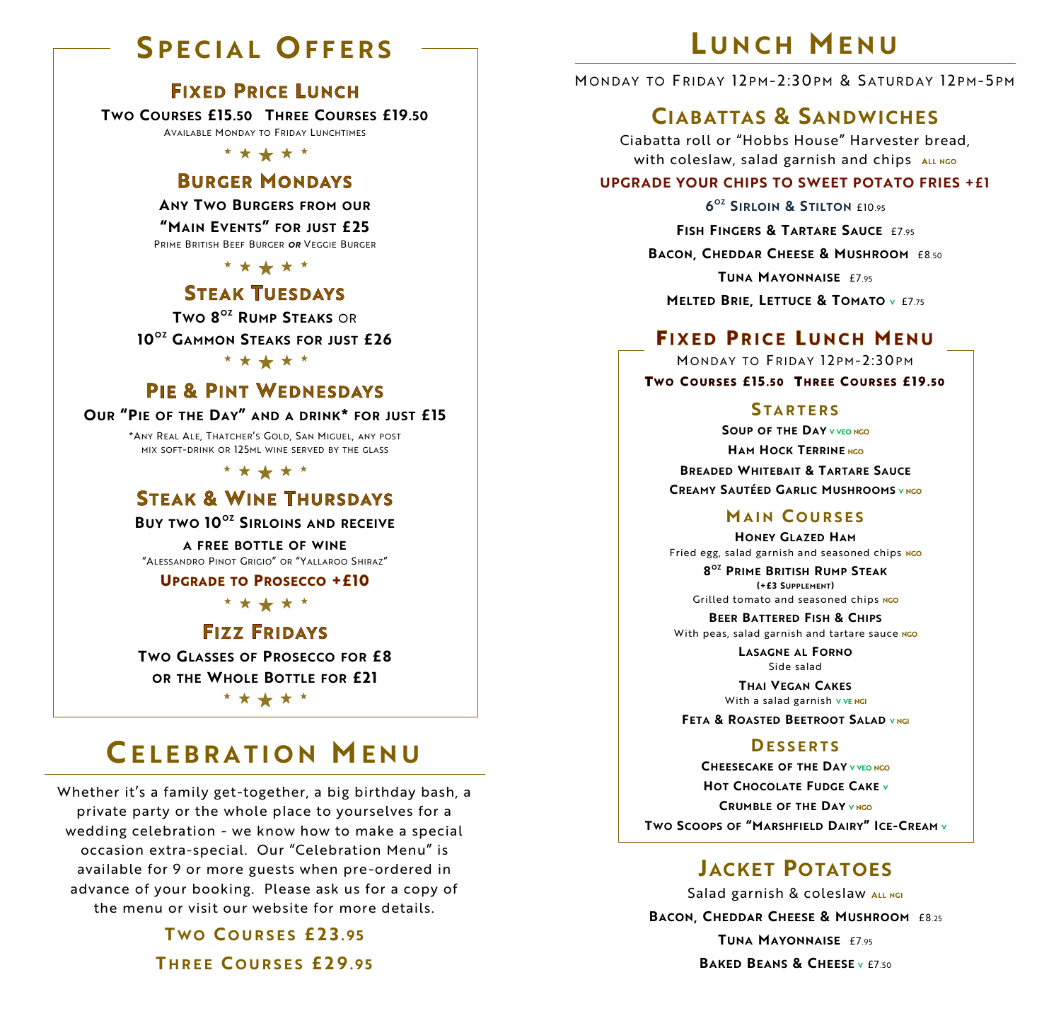# Special Offers

## Fixed Price Lunch

**Two Courses £15.50   Three Courses £19.50**

Available Monday to Friday Lunchtimes

* * * * *

## Burger Mondays

**Any Two Burgers from our "Main Events" for just £25**

Prime British Beef Burger *or* Veggie Burger

* * * * *

## Steak Tuesdays

**Two 8oz Rump Steaks** or **10oz Gammon Steaks for just £26**

* * * * *

## Pie & Pint Wednesdays

**Our "Pie of the Day" and a drink* for just £15**

*Any Real Ale, Thatcher's Gold, San Miguel, any post mix soft-drink or 125ml wine served by the glass

* * * * *

## Steak & Wine Thursdays

**Buy two 10oz Sirloins and receive a free bottle of wine**

"Alessandro Pinot Grigio" or "Yallaroo Shiraz"

**Upgrade to Prosecco +£10**

* * * * *

## Fizz Fridays

**Two Glasses of Prosecco for £8 or the Whole Bottle for £21**

* * * * *

# Celebration Menu

Whether it's a family get-together, a big birthday bash, a private party or the whole place to yourselves for a wedding celebration - we know how to make a special occasion extra-special. Our "Celebration Menu" is available for 9 or more guests when pre-ordered in advance of your booking. Please ask us for a copy of the menu or visit our website for more details.

**Two Courses £23.95**

**Three Courses £29.95**

# Lunch Menu

Monday to Friday 12pm-2:30pm & Saturday 12pm-5pm

## Ciabattas & Sandwiches

Ciabatta roll or "Hobbs House" Harvester bread, with coleslaw, salad garnish and chips ALL NGO

**UPGRADE YOUR CHIPS TO SWEET POTATO FRIES +£1**

**6oz Sirloin & Stilton** £10.95

**Fish Fingers & Tartare Sauce** £7.95

**Bacon, Cheddar Cheese & Mushroom** £8.50

**Tuna Mayonnaise** £7.95

**Melted Brie, Lettuce & Tomato** V £7.75

## Fixed Price Lunch Menu

Monday to Friday 12pm-2:30pm

**Two Courses £15.50  Three Courses £19.50**

### Starters

**Soup of the Day** V VEO NGO

**Ham Hock Terrine** NGO

**Breaded Whitebait & Tartare Sauce**

**Creamy Sautéed Garlic Mushrooms** V NGO

### Main Courses

**Honey Glazed Ham**
Fried egg, salad garnish and seasoned chips NGO

**8oz Prime British Rump Steak**
(+£3 Supplement)
Grilled tomato and seasoned chips NGO

**Beer Battered Fish & Chips**
With peas, salad garnish and tartare sauce NGO

**Lasagne al Forno**
Side salad

**Thai Vegan Cakes**
With a salad garnish V VE NGI

**Feta & Roasted Beetroot Salad** V NGI

### Desserts

**Cheesecake of the Day** V VEO NGO

**Hot Chocolate Fudge Cake** V

**Crumble of the Day** V NGO

**Two Scoops of "Marshfield Dairy" Ice-Cream** V

## Jacket Potatoes

Salad garnish & coleslaw ALL NGI

**Bacon, Cheddar Cheese & Mushroom** £8.25

**Tuna Mayonnaise** £7.95

**Baked Beans & Cheese** V £7.50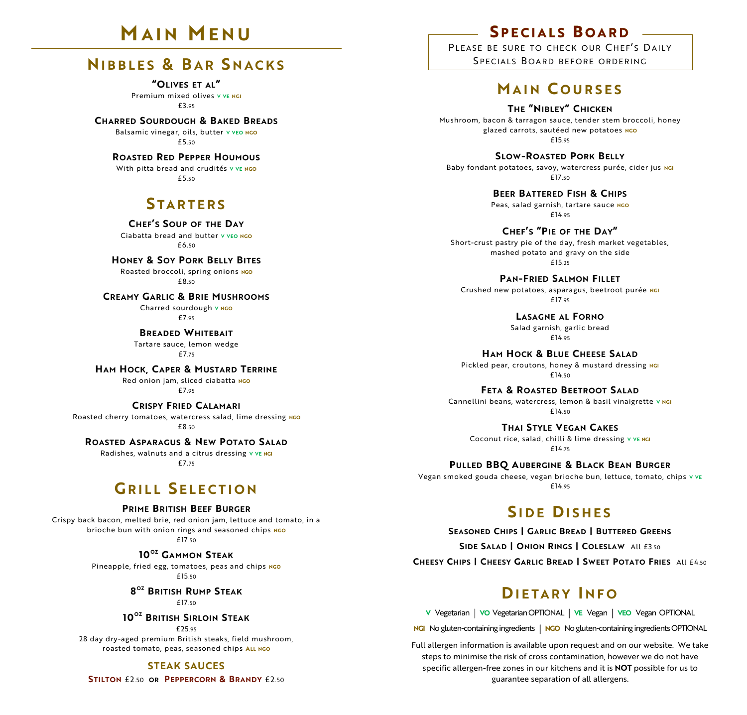# Main Menu

## Nibbles & Bar Snacks

**"Olives et al"**
Premium mixed olives V VE NGI
£3.95

**Charred Sourdough & Baked Breads**
Balsamic vinegar, oils, butter V VEO NGO
£5.50

**Roasted Red Pepper Houmous**
With pitta bread and crudités V VE NGO
£5.50

## Starters

**Chef's Soup of the Day**
Ciabatta bread and butter V VEO NGO
£6.50

**Honey & Soy Pork Belly Bites**
Roasted broccoli, spring onions NGO
£8.50

**Creamy Garlic & Brie Mushrooms**
Charred sourdough V NGO
£7.95

**Breaded Whitebait**
Tartare sauce, lemon wedge
£7.75

**Ham Hock, Caper & Mustard Terrine**
Red onion jam, sliced ciabatta NGO
£7.95

**Crispy Fried Calamari**
Roasted cherry tomatoes, watercress salad, lime dressing NGO
£8.50

**Roasted Asparagus & New Potato Salad**
Radishes, walnuts and a citrus dressing V VE NGI
£7.75

## Grill Selection

**Prime British Beef Burger**
Crispy back bacon, melted brie, red onion jam, lettuce and tomato, in a brioche bun with onion rings and seasoned chips NGO
£17.50

**10oz Gammon Steak**
Pineapple, fried egg, tomatoes, peas and chips NGO
£15.50

**8oz British Rump Steak**
£17.50

**10oz British Sirloin Steak**
£25.95

28 day dry-aged premium British steaks, field mushroom, roasted tomato, peas, seasoned chips ALL NGO

### Steak Sauces

**Stilton** £2.50 **or** **Peppercorn & Brandy** £2.50

## Specials Board

Please be sure to check our Chef's Daily Specials Board before ordering

## Main Courses

**The "Nibley" Chicken**
Mushroom, bacon & tarragon sauce, tender stem broccoli, honey glazed carrots, sautéed new potatoes NGO
£15.95

**Slow-Roasted Pork Belly**
Baby fondant potatoes, savoy, watercress purée, cider jus NGI
£17.50

**Beer Battered Fish & Chips**
Peas, salad garnish, tartare sauce NGO
£14.95

**Chef's "Pie of the Day"**
Short-crust pastry pie of the day, fresh market vegetables, mashed potato and gravy on the side
£15.25

**Pan-Fried Salmon Fillet**
Crushed new potatoes, asparagus, beetroot purée NGI
£17.95

**Lasagne al Forno**
Salad garnish, garlic bread
£14.95

**Ham Hock & Blue Cheese Salad**
Pickled pear, croutons, honey & mustard dressing NGI
£14.50

**Feta & Roasted Beetroot Salad**
Cannellini beans, watercress, lemon & basil vinaigrette V NGI
£14.50

**Thai Style Vegan Cakes**
Coconut rice, salad, chilli & lime dressing V VE NGI
£14.75

**Pulled BBQ Aubergine & Black Bean Burger**
Vegan smoked gouda cheese, vegan brioche bun, lettuce, tomato, chips V VE
£14.95

## Side Dishes

**Seasoned Chips | Garlic Bread | Buttered Greens**
**Side Salad | Onion Rings | Coleslaw** All £3.50
**Cheesy Chips | Cheesy Garlic Bread | Sweet Potato Fries** All £4.50

## Dietary Info

V Vegetarian | VO Vegetarian OPTIONAL | VE Vegan | VEO Vegan OPTIONAL

NGI No gluten-containing ingredients | NGO No gluten-containing ingredients OPTIONAL

Full allergen information is available upon request and on our website. We take steps to minimise the risk of cross contamination, however we do not have specific allergen-free zones in our kitchens and it is **NOT** possible for us to guarantee separation of all allergens.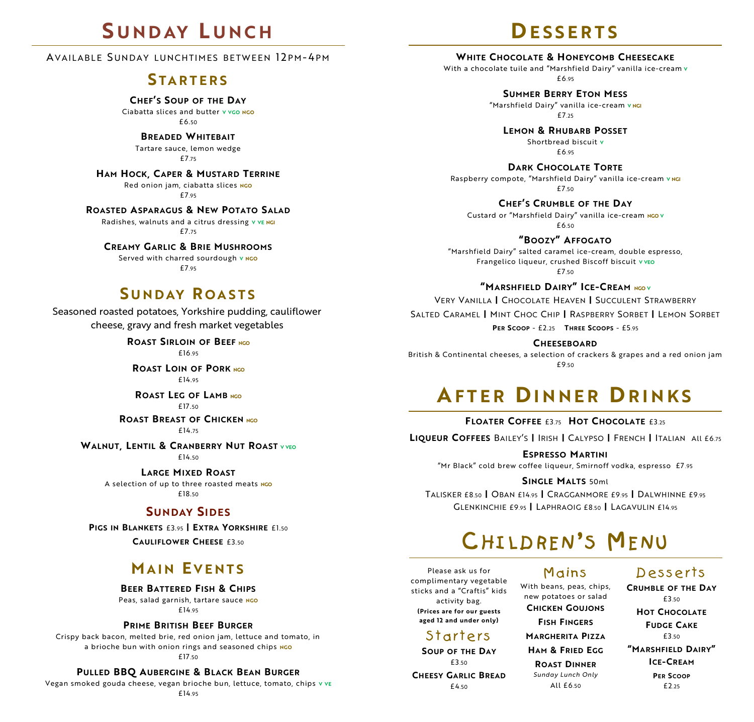# Sunday Lunch

Available Sunday lunchtimes between 12pm-4pm

## Starters

**Chef's Soup of the Day**
Ciabatta slices and butter v vgo ngo
£6.50

**Breaded Whitebait**
Tartare sauce, lemon wedge
£7.75

**Ham Hock, Caper & Mustard Terrine**
Red onion jam, ciabatta slices ngo
£7.95

**Roasted Asparagus & New Potato Salad**
Radishes, walnuts and a citrus dressing v ve ngi
£7.75

**Creamy Garlic & Brie Mushrooms**
Served with charred sourdough v ngo
£7.95

## Sunday Roasts

Seasoned roasted potatoes, Yorkshire pudding, cauliflower cheese, gravy and fresh market vegetables

**Roast Sirloin of Beef** ngo
£16.95

**Roast Loin of Pork** ngo
£14.95

**Roast Leg of Lamb** ngo
£17.50

**Roast Breast of Chicken** ngo
£14.75

**Walnut, Lentil & Cranberry Nut Roast** v veo
£14.50

**Large Mixed Roast**
A selection of up to three roasted meats ngo
£18.50

### Sunday Sides

**Pigs in Blankets** £3.95 | **Extra Yorkshire** £1.50

**Cauliflower Cheese** £3.50

## Main Events

**Beer Battered Fish & Chips**
Peas, salad garnish, tartare sauce ngo
£14.95

**Prime British Beef Burger**
Crispy back bacon, melted brie, red onion jam, lettuce and tomato, in a brioche bun with onion rings and seasoned chips ngo
£17.50

**Pulled BBQ Aubergine & Black Bean Burger**
Vegan smoked gouda cheese, vegan brioche bun, lettuce, tomato, chips v ve
£14.95

# Desserts

**White Chocolate & Honeycomb Cheesecake**
With a chocolate tuile and "Marshfield Dairy" vanilla ice-cream v
£6.95

**Summer Berry Eton Mess**
"Marshfield Dairy" vanilla ice-cream v ngi
£7.25

**Lemon & Rhubarb Posset**
Shortbread biscuit v
£6.95

**Dark Chocolate Torte**
Raspberry compote, "Marshfield Dairy" vanilla ice-cream v ngi
£7.50

**Chef's Crumble of the Day**
Custard or "Marshfield Dairy" vanilla ice-cream ngo v
£6.50

**"Boozy" Affogato**
"Marshfield Dairy" salted caramel ice-cream, double espresso, Frangelico liqueur, crushed Biscoff biscuit v veo
£7.50

**"Marshfield Dairy" Ice-Cream** ngo v

Very Vanilla | Chocolate Heaven | Succulent Strawberry

Salted Caramel | Mint Choc Chip | Raspberry Sorbet | Lemon Sorbet

**Per Scoop** - £2.25 **Three Scoops** - £5.95

**Cheeseboard**
British & Continental cheeses, a selection of crackers & grapes and a red onion jam
£9.50

# After Dinner Drinks

**Floater Coffee** £3.75 **Hot Chocolate** £3.25

**Liqueur Coffees** Bailey's | Irish | Calypso | French | Italian All £6.75

**Espresso Martini**
"Mr Black" cold brew coffee liqueur, Smirnoff vodka, espresso £7.95

**Single Malts** 50ml

Talisker £8.50 | Oban £14.95 | Cragganmore £9.95 | Dalwhinne £9.95
Glenkinchie £9.95 | Laphraoig £8.50 | Lagavulin £14.95

# Children's Menu

Please ask us for complimentary vegetable sticks and a "Craftis" kids activity bag.
**(Prices are for our guests aged 12 and under only)**

## Starters

**Soup of the Day**
£3.50

**Cheesy Garlic Bread**
£4.50

## Mains

With beans, peas, chips, new potatoes or salad

**Chicken Goujons**

**Fish Fingers**

**Margherita Pizza**

**Ham & Fried Egg**

**Roast Dinner**
*Sunday Lunch Only*

All £6.50

## Desserts

**Crumble of the Day**
£3.50

**Hot Chocolate Fudge Cake**
£3.50

**"Marshfield Dairy" Ice-Cream**
**Per Scoop**
£2.25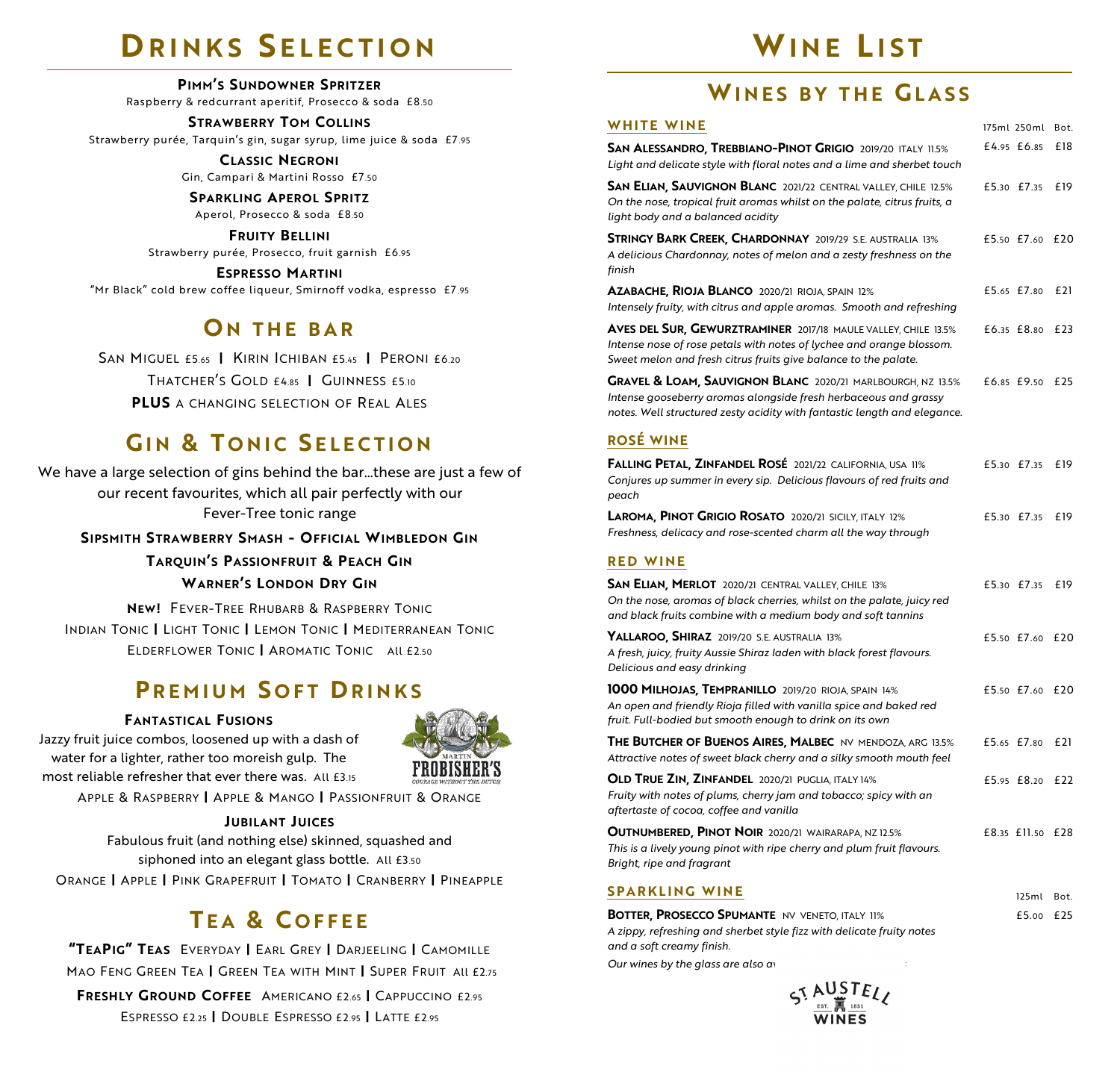# Drinks Selection

**Pimm's Sundowner Spritzer**
Raspberry & redcurrant aperitif, Prosecco & soda £8.50

**Strawberry Tom Collins**
Strawberry purée, Tarquin's gin, sugar syrup, lime juice & soda £7.95

**Classic Negroni**
Gin, Campari & Martini Rosso £7.50

**Sparkling Aperol Spritz**
Aperol, Prosecco & soda £8.50

**Fruity Bellini**
Strawberry purée, Prosecco, fruit garnish £6.95

**Espresso Martini**
"Mr Black" cold brew coffee liqueur, Smirnoff vodka, espresso £7.95

## On the bar

San Miguel £5.65 | Kirin Ichiban £5.45 | Peroni £6.20
Thatcher's Gold £4.85 | Guinness £5.10
**PLUS** a changing selection of Real Ales

## Gin & Tonic Selection

We have a large selection of gins behind the bar...these are just a few of our recent favourites, which all pair perfectly with our Fever-Tree tonic range

**Sipsmith Strawberry Smash - Official Wimbledon Gin**
**Tarquin's Passionfruit & Peach Gin**
**Warner's London Dry Gin**

**New!** Fever-Tree Rhubarb & Raspberry Tonic
Indian Tonic | Light Tonic | Lemon Tonic | Mediterranean Tonic
Elderflower Tonic | Aromatic Tonic All £2.50

## Premium Soft Drinks

**Fantastical Fusions**
Jazzy fruit juice combos, loosened up with a dash of water for a lighter, rather too moreish gulp. The most reliable refresher that ever there was. All £3.15
Apple & Raspberry | Apple & Mango | Passionfruit & Orange

**Jubilant Juices**
Fabulous fruit (and nothing else) skinned, squashed and siphoned into an elegant glass bottle. All £3.50
Orange | Apple | Pink Grapefruit | Tomato | Cranberry | Pineapple

## Tea & Coffee

**"TeaPig" Teas** Everyday | Earl Grey | Darjeeling | Camomille
Mao Feng Green Tea | Green Tea with Mint | Super Fruit All £2.75

**Freshly Ground Coffee** Americano £2.65 | Cappuccino £2.95
Espresso £2.25 | Double Espresso £2.95 | Latte £2.95

# Wine List

## Wines by the Glass

### White Wine

| Wine | 175ml | 250ml | Bot. |
|---|---|---|---|
| **San Alessandro, Trebbiano-Pinot Grigio** 2019/20 Italy 11.5%<br>*Light and delicate style with floral notes and a lime and sherbet touch* | £4.95 | £6.85 | £18 |
| **San Elian, Sauvignon Blanc** 2021/22 Central Valley, Chile 12.5%<br>*On the nose, tropical fruit aromas whilst on the palate, citrus fruits, a light body and a balanced acidity* | £5.30 | £7.35 | £19 |
| **Stringy Bark Creek, Chardonnay** 2019/29 S.E. Australia 13%<br>*A delicious Chardonnay, notes of melon and a zesty freshness on the finish* | £5.50 | £7.60 | £20 |
| **Azabache, Rioja Blanco** 2020/21 Rioja, Spain 12%<br>*Intensely fruity, with citrus and apple aromas. Smooth and refreshing* | £5.65 | £7.80 | £21 |
| **Aves del Sur, Gewurztraminer** 2017/18 Maule Valley, Chile 13.5%<br>*Intense nose of rose petals with notes of lychee and orange blossom. Sweet melon and fresh citrus fruits give balance to the palate.* | £6.35 | £8.80 | £23 |
| **Gravel & Loam, Sauvignon Blanc** 2020/21 Marlbourgh, NZ 13.5%<br>*Intense gooseberry aromas alongside fresh herbaceous and grassy notes. Well structured zesty acidity with fantastic length and elegance.* | £6.85 | £9.50 | £25 |

### Rosé Wine

| Wine | 175ml | 250ml | Bot. |
|---|---|---|---|
| **Falling Petal, Zinfandel Rosé** 2021/22 California, USA 11%<br>*Conjures up summer in every sip. Delicious flavours of red fruits and peach* | £5.30 | £7.35 | £19 |
| **Laroma, Pinot Grigio Rosato** 2020/21 Sicily, Italy 12%<br>*Freshness, delicacy and rose-scented charm all the way through* | £5.30 | £7.35 | £19 |

### Red Wine

| Wine | 175ml | 250ml | Bot. |
|---|---|---|---|
| **San Elian, Merlot** 2020/21 Central Valley, Chile 13%<br>*On the nose, aromas of black cherries, whilst on the palate, juicy red and black fruits combine with a medium body and soft tannins* | £5.30 | £7.35 | £19 |
| **Yallaroo, Shiraz** 2019/20 S.E. Australia 13%<br>*A fresh, juicy, fruity Aussie Shiraz laden with black forest flavours. Delicious and easy drinking* | £5.50 | £7.60 | £20 |
| **1000 Milhojas, Tempranillo** 2019/20 Rioja, Spain 14%<br>*An open and friendly Rioja filled with vanilla spice and baked red fruit. Full-bodied but smooth enough to drink on its own* | £5.50 | £7.60 | £20 |
| **The Butcher of Buenos Aires, Malbec** NV Mendoza, ARG 13.5%<br>*Attractive notes of sweet black cherry and a silky smooth mouth feel* | £5.65 | £7.80 | £21 |
| **Old True Zin, Zinfandel** 2020/21 Puglia, Italy 14%<br>*Fruity with notes of plums, cherry jam and tobacco; spicy with an aftertaste of cocoa, coffee and vanilla* | £5.95 | £8.20 | £22 |
| **Outnumbered, Pinot Noir** 2020/21 Wairarapa, NZ 12.5%<br>*This is a lively young pinot with ripe cherry and plum fruit flavours. Bright, ripe and fragrant* | £8.35 | £11.50 | £28 |

### Sparkling Wine

| Wine | 125ml | Bot. |
|---|---|---|
| **Botter, Prosecco Spumante** NV Veneto, Italy 11%<br>*A zippy, refreshing and sherbet style fizz with delicate fruity notes and a soft creamy finish.* | £5.00 | £25 |

*Our wines by the glass are also av*

St Austell Wines Est. 1851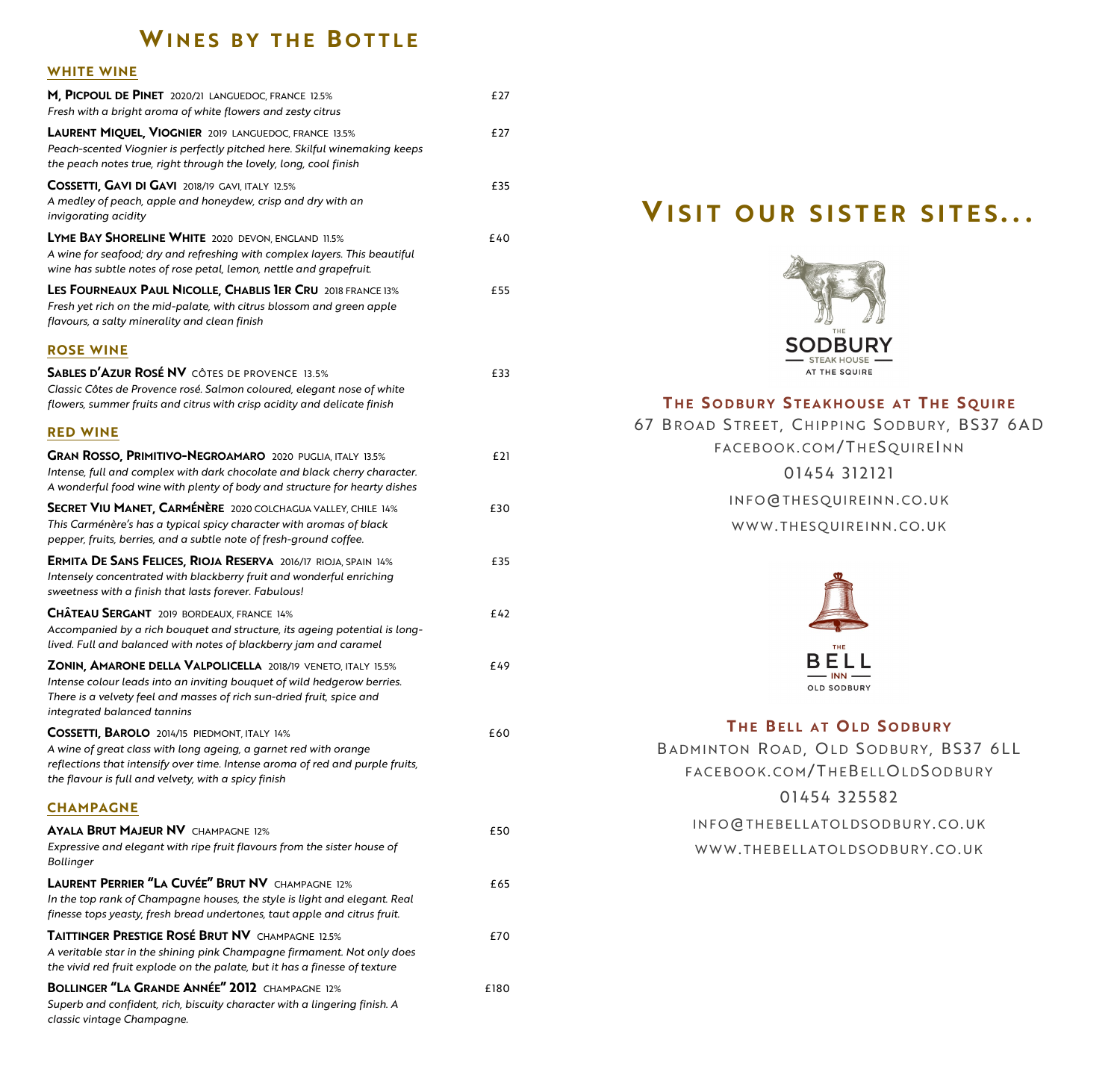# Wines by the Bottle

## WHITE WINE

**M, Picpoul de Pinet** 2020/21 LANGUEDOC, FRANCE 12.5% — £27
*Fresh with a bright aroma of white flowers and zesty citrus*

**Laurent Miquel, Viognier** 2019 LANGUEDOC, FRANCE 13.5% — £27
*Peach-scented Viognier is perfectly pitched here. Skilful winemaking keeps the peach notes true, right through the lovely, long, cool finish*

**Cossetti, Gavi di Gavi** 2018/19 GAVI, ITALY 12.5% — £35
*A medley of peach, apple and honeydew, crisp and dry with an invigorating acidity*

**Lyme Bay Shoreline White** 2020 DEVON, ENGLAND 11.5% — £40
*A wine for seafood; dry and refreshing with complex layers. This beautiful wine has subtle notes of rose petal, lemon, nettle and grapefruit.*

**Les Fourneaux Paul Nicolle, Chablis 1er Cru** 2018 FRANCE 13% — £55
*Fresh yet rich on the mid-palate, with citrus blossom and green apple flavours, a salty minerality and clean finish*

## ROSE WINE

**Sables d'Azur Rosé NV** CÔTES DE PROVENCE 13.5% — £33
*Classic Côtes de Provence rosé. Salmon coloured, elegant nose of white flowers, summer fruits and citrus with crisp acidity and delicate finish*

## RED WINE

**Gran Rosso, Primitivo-Negroamaro** 2020 PUGLIA, ITALY 13.5% — £21
*Intense, full and complex with dark chocolate and black cherry character. A wonderful food wine with plenty of body and structure for hearty dishes*

**Secret Viu Manet, Carménère** 2020 COLCHAGUA VALLEY, CHILE 14% — £30
*This Carménère's has a typical spicy character with aromas of black pepper, fruits, berries, and a subtle note of fresh-ground coffee.*

**Ermita De Sans Felices, Rioja Reserva** 2016/17 RIOJA, SPAIN 14% — £35
*Intensely concentrated with blackberry fruit and wonderful enriching sweetness with a finish that lasts forever. Fabulous!*

**Château Sergant** 2019 BORDEAUX, FRANCE 14% — £42
*Accompanied by a rich bouquet and structure, its ageing potential is long-lived. Full and balanced with notes of blackberry jam and caramel*

**Zonin, Amarone della Valpolicella** 2018/19 VENETO, ITALY 15.5% — £49
*Intense colour leads into an inviting bouquet of wild hedgerow berries. There is a velvety feel and masses of rich sun-dried fruit, spice and integrated balanced tannins*

**Cossetti, Barolo** 2014/15 PIEDMONT, ITALY 14% — £60
*A wine of great class with long ageing, a garnet red with orange reflections that intensify over time. Intense aroma of red and purple fruits, the flavour is full and velvety, with a spicy finish*

## CHAMPAGNE

**Ayala Brut Majeur NV** CHAMPAGNE 12% — £50
*Expressive and elegant with ripe fruit flavours from the sister house of Bollinger*

**Laurent Perrier "La Cuvée" Brut NV** CHAMPAGNE 12% — £65
*In the top rank of Champagne houses, the style is light and elegant. Real finesse tops yeasty, fresh bread undertones, taut apple and citrus fruit.*

**Taittinger Prestige Rosé Brut NV** CHAMPAGNE 12.5% — £70
*A veritable star in the shining pink Champagne firmament. Not only does the vivid red fruit explode on the palate, but it has a finesse of texture*

**Bollinger "La Grande Année" 2012** CHAMPAGNE 12% — £180
*Superb and confident, rich, biscuity character with a lingering finish. A classic vintage Champagne.*

# Visit our sister sites...

THE SODBURY STEAK HOUSE AT THE SQUIRE

### The Sodbury Steakhouse at The Squire

67 Broad Street, Chipping Sodbury, BS37 6AD
facebook.com/TheSquireInn
01454 312121
info@thesquireinn.co.uk
www.thesquireinn.co.uk

THE BELL INN OLD SODBURY

### The Bell at Old Sodbury

Badminton Road, Old Sodbury, BS37 6LL
facebook.com/TheBellOldSodbury
01454 325582
info@thebellatoldsodbury.co.uk
www.thebellatoldsodbury.co.uk